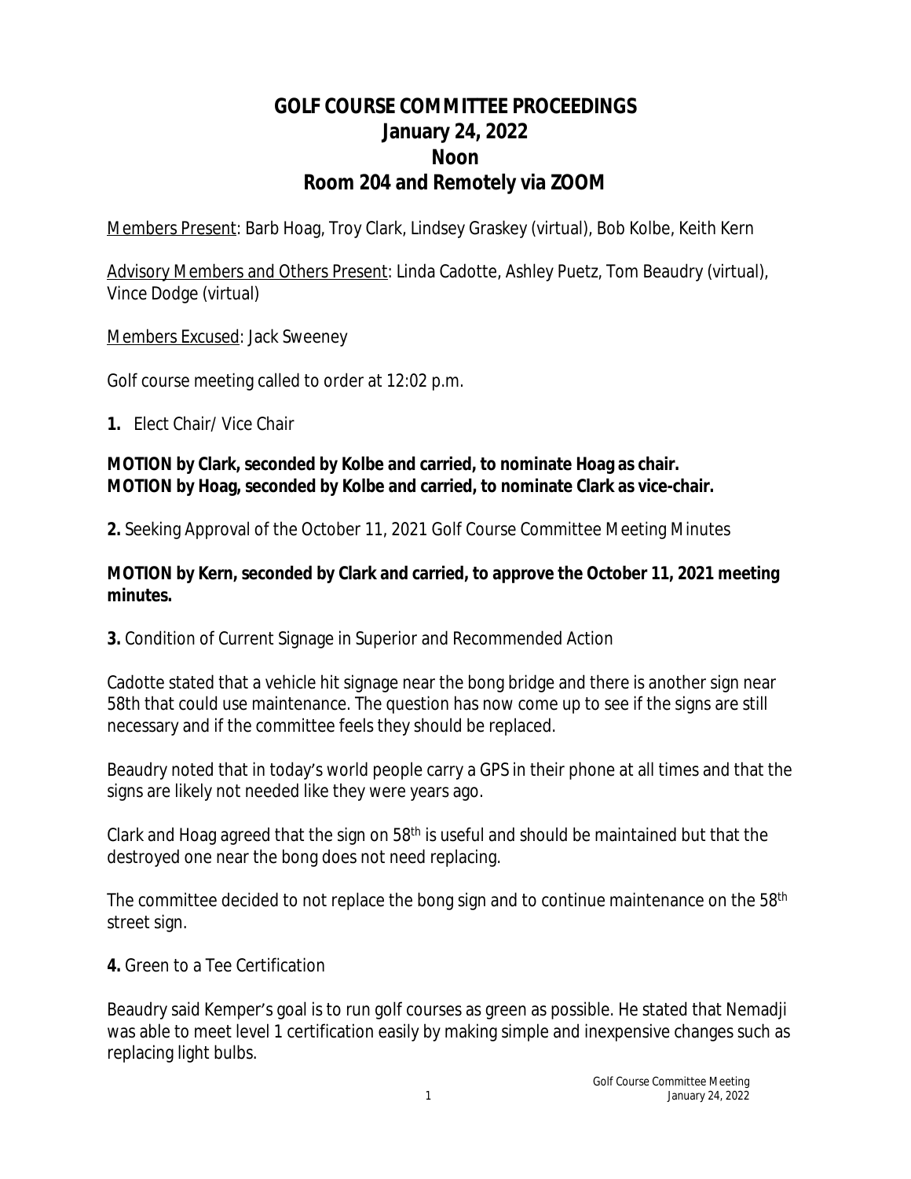# GOLF COURSE COMMITTEE PROCEEDINGS
## January 24, 2022
## Noon
## Room 204 and Remotely via ZOOM

Members Present: Barb Hoag, Troy Clark, Lindsey Graskey (virtual), Bob Kolbe, Keith Kern

Advisory Members and Others Present: Linda Cadotte, Ashley Puetz, Tom Beaudry (virtual), Vince Dodge (virtual)

Members Excused: Jack Sweeney

Golf course meeting called to order at 12:02 p.m.

**1.** Elect Chair/ Vice Chair

**MOTION by Clark, seconded by Kolbe and carried, to nominate Hoag as chair.**
**MOTION by Hoag, seconded by Kolbe and carried, to nominate Clark as vice-chair.**

**2.** Seeking Approval of the October 11, 2021 Golf Course Committee Meeting Minutes

**MOTION by Kern, seconded by Clark and carried, to approve the October 11, 2021 meeting minutes.**

**3.** Condition of Current Signage in Superior and Recommended Action

Cadotte stated that a vehicle hit signage near the bong bridge and there is another sign near 58th that could use maintenance. The question has now come up to see if the signs are still necessary and if the committee feels they should be replaced.

Beaudry noted that in today's world people carry a GPS in their phone at all times and that the signs are likely not needed like they were years ago.

Clark and Hoag agreed that the sign on 58th is useful and should be maintained but that the destroyed one near the bong does not need replacing.

The committee decided to not replace the bong sign and to continue maintenance on the 58th street sign.

**4.** Green to a Tee Certification

Beaudry said Kemper's goal is to run golf courses as green as possible. He stated that Nemadji was able to meet level 1 certification easily by making simple and inexpensive changes such as replacing light bulbs.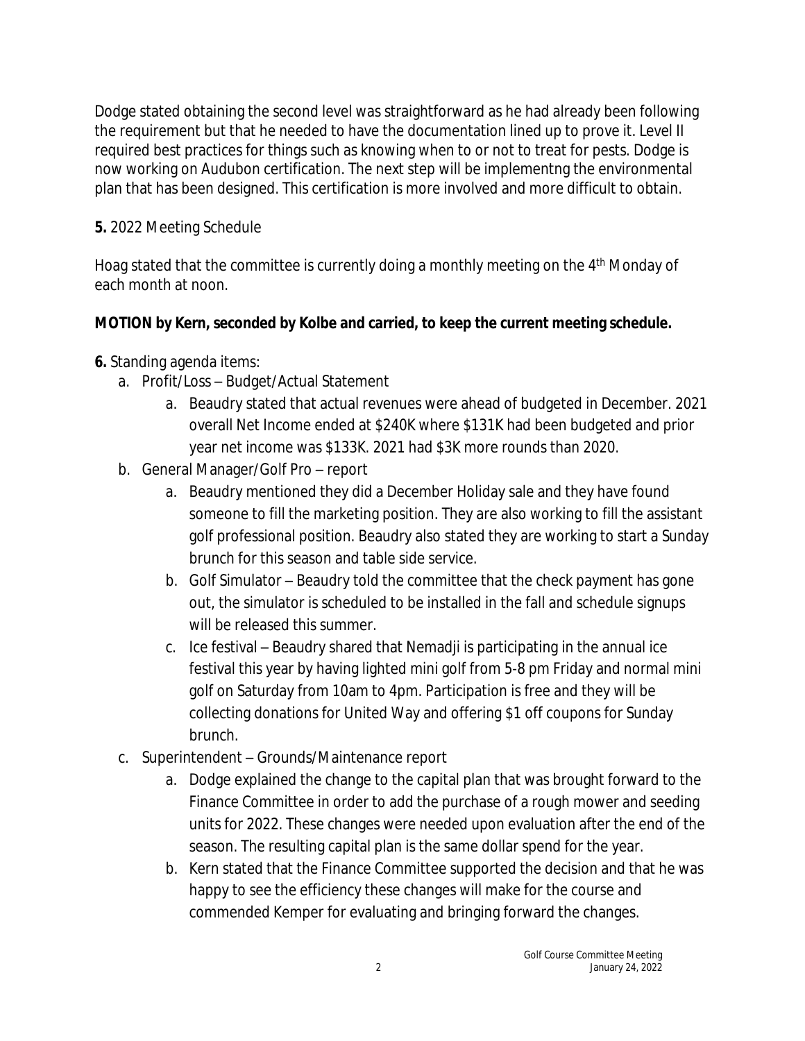Dodge stated obtaining the second level was straightforward as he had already been following the requirement but that he needed to have the documentation lined up to prove it. Level II required best practices for things such as knowing when to or not to treat for pests. Dodge is now working on Audubon certification. The next step will be implementng the environmental plan that has been designed. This certification is more involved and more difficult to obtain.

**5.** 2022 Meeting Schedule

Hoag stated that the committee is currently doing a monthly meeting on the 4th Monday of each month at noon.

**MOTION by Kern, seconded by Kolbe and carried, to keep the current meeting schedule.**

**6.** Standing agenda items:

a. Profit/Loss – Budget/Actual Statement
   a. Beaudry stated that actual revenues were ahead of budgeted in December. 2021 overall Net Income ended at $240K where $131K had been budgeted and prior year net income was $133K. 2021 had $3K more rounds than 2020.

b. General Manager/Golf Pro – report
   a. Beaudry mentioned they did a December Holiday sale and they have found someone to fill the marketing position. They are also working to fill the assistant golf professional position. Beaudry also stated they are working to start a Sunday brunch for this season and table side service.
   b. Golf Simulator – Beaudry told the committee that the check payment has gone out, the simulator is scheduled to be installed in the fall and schedule signups will be released this summer.
   c. Ice festival – Beaudry shared that Nemadji is participating in the annual ice festival this year by having lighted mini golf from 5-8 pm Friday and normal mini golf on Saturday from 10am to 4pm. Participation is free and they will be collecting donations for United Way and offering $1 off coupons for Sunday brunch.

c. Superintendent – Grounds/Maintenance report
   a. Dodge explained the change to the capital plan that was brought forward to the Finance Committee in order to add the purchase of a rough mower and seeding units for 2022. These changes were needed upon evaluation after the end of the season. The resulting capital plan is the same dollar spend for the year.
   b. Kern stated that the Finance Committee supported the decision and that he was happy to see the efficiency these changes will make for the course and commended Kemper for evaluating and bringing forward the changes.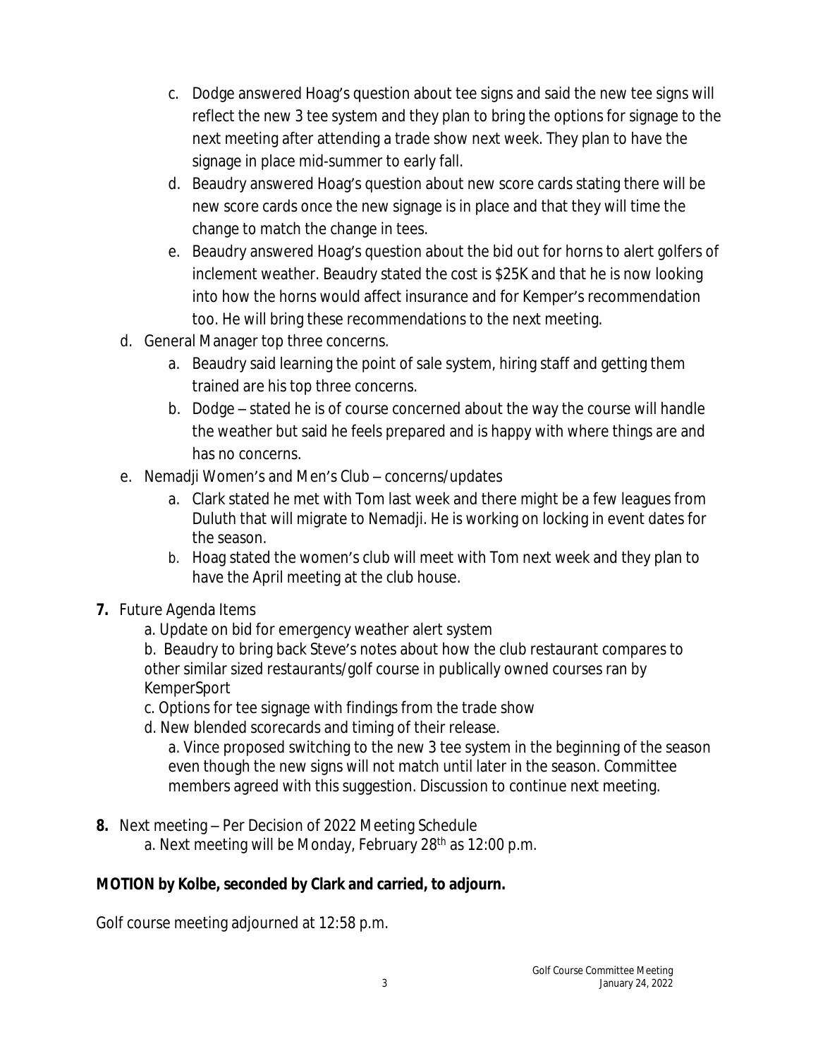c. Dodge answered Hoag's question about tee signs and said the new tee signs will reflect the new 3 tee system and they plan to bring the options for signage to the next meeting after attending a trade show next week. They plan to have the signage in place mid-summer to early fall.

d. Beaudry answered Hoag's question about new score cards stating there will be new score cards once the new signage is in place and that they will time the change to match the change in tees.

e. Beaudry answered Hoag's question about the bid out for horns to alert golfers of inclement weather. Beaudry stated the cost is $25K and that he is now looking into how the horns would affect insurance and for Kemper's recommendation too. He will bring these recommendations to the next meeting.

d. General Manager top three concerns.

a. Beaudry said learning the point of sale system, hiring staff and getting them trained are his top three concerns.

b. Dodge – stated he is of course concerned about the way the course will handle the weather but said he feels prepared and is happy with where things are and has no concerns.

e. Nemadji Women's and Men's Club – concerns/updates

a. Clark stated he met with Tom last week and there might be a few leagues from Duluth that will migrate to Nemadji. He is working on locking in event dates for the season.

b. Hoag stated the women's club will meet with Tom next week and they plan to have the April meeting at the club house.

**7.** Future Agenda Items

a. Update on bid for emergency weather alert system

b. Beaudry to bring back Steve's notes about how the club restaurant compares to other similar sized restaurants/golf course in publically owned courses ran by KemperSport

c. Options for tee signage with findings from the trade show

d. New blended scorecards and timing of their release.

a. Vince proposed switching to the new 3 tee system in the beginning of the season even though the new signs will not match until later in the season. Committee members agreed with this suggestion. Discussion to continue next meeting.

**8.** Next meeting – Per Decision of 2022 Meeting Schedule

a. Next meeting will be Monday, February 28th as 12:00 p.m.

**MOTION by Kolbe, seconded by Clark and carried, to adjourn.**

Golf course meeting adjourned at 12:58 p.m.